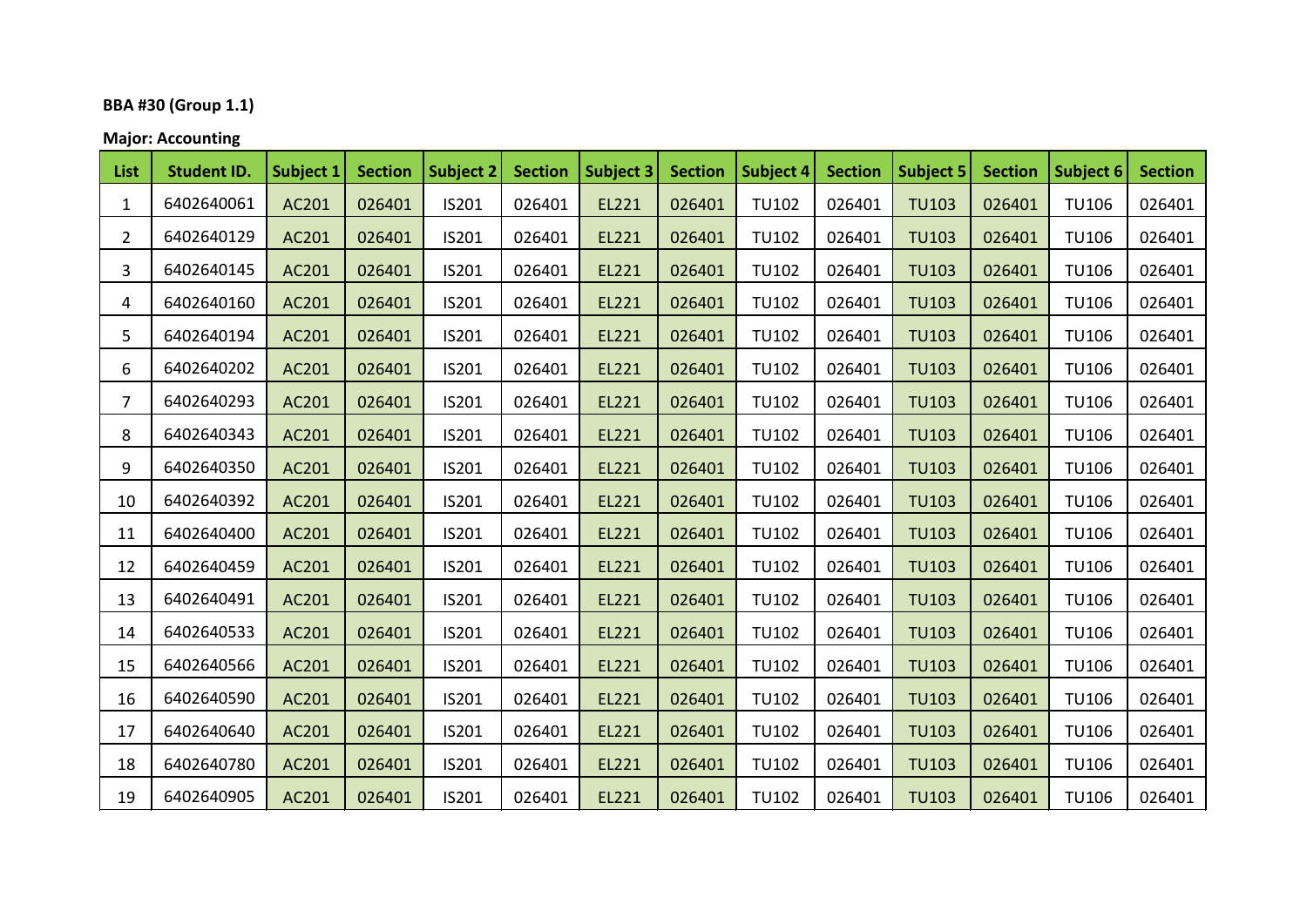**BBA #30 (Group 1.1)**

**Major: Accounting**

| List | Student ID. | Subject 1 | Section | Subject 2 | Section | Subject 3 | Section | Subject 4 | Section | Subject 5 | Section | Subject 6 | Section |
|---|---|---|---|---|---|---|---|---|---|---|---|---|---|
| 1 | 6402640061 | AC201 | 026401 | IS201 | 026401 | EL221 | 026401 | TU102 | 026401 | TU103 | 026401 | TU106 | 026401 |
| 2 | 6402640129 | AC201 | 026401 | IS201 | 026401 | EL221 | 026401 | TU102 | 026401 | TU103 | 026401 | TU106 | 026401 |
| 3 | 6402640145 | AC201 | 026401 | IS201 | 026401 | EL221 | 026401 | TU102 | 026401 | TU103 | 026401 | TU106 | 026401 |
| 4 | 6402640160 | AC201 | 026401 | IS201 | 026401 | EL221 | 026401 | TU102 | 026401 | TU103 | 026401 | TU106 | 026401 |
| 5 | 6402640194 | AC201 | 026401 | IS201 | 026401 | EL221 | 026401 | TU102 | 026401 | TU103 | 026401 | TU106 | 026401 |
| 6 | 6402640202 | AC201 | 026401 | IS201 | 026401 | EL221 | 026401 | TU102 | 026401 | TU103 | 026401 | TU106 | 026401 |
| 7 | 6402640293 | AC201 | 026401 | IS201 | 026401 | EL221 | 026401 | TU102 | 026401 | TU103 | 026401 | TU106 | 026401 |
| 8 | 6402640343 | AC201 | 026401 | IS201 | 026401 | EL221 | 026401 | TU102 | 026401 | TU103 | 026401 | TU106 | 026401 |
| 9 | 6402640350 | AC201 | 026401 | IS201 | 026401 | EL221 | 026401 | TU102 | 026401 | TU103 | 026401 | TU106 | 026401 |
| 10 | 6402640392 | AC201 | 026401 | IS201 | 026401 | EL221 | 026401 | TU102 | 026401 | TU103 | 026401 | TU106 | 026401 |
| 11 | 6402640400 | AC201 | 026401 | IS201 | 026401 | EL221 | 026401 | TU102 | 026401 | TU103 | 026401 | TU106 | 026401 |
| 12 | 6402640459 | AC201 | 026401 | IS201 | 026401 | EL221 | 026401 | TU102 | 026401 | TU103 | 026401 | TU106 | 026401 |
| 13 | 6402640491 | AC201 | 026401 | IS201 | 026401 | EL221 | 026401 | TU102 | 026401 | TU103 | 026401 | TU106 | 026401 |
| 14 | 6402640533 | AC201 | 026401 | IS201 | 026401 | EL221 | 026401 | TU102 | 026401 | TU103 | 026401 | TU106 | 026401 |
| 15 | 6402640566 | AC201 | 026401 | IS201 | 026401 | EL221 | 026401 | TU102 | 026401 | TU103 | 026401 | TU106 | 026401 |
| 16 | 6402640590 | AC201 | 026401 | IS201 | 026401 | EL221 | 026401 | TU102 | 026401 | TU103 | 026401 | TU106 | 026401 |
| 17 | 6402640640 | AC201 | 026401 | IS201 | 026401 | EL221 | 026401 | TU102 | 026401 | TU103 | 026401 | TU106 | 026401 |
| 18 | 6402640780 | AC201 | 026401 | IS201 | 026401 | EL221 | 026401 | TU102 | 026401 | TU103 | 026401 | TU106 | 026401 |
| 19 | 6402640905 | AC201 | 026401 | IS201 | 026401 | EL221 | 026401 | TU102 | 026401 | TU103 | 026401 | TU106 | 026401 |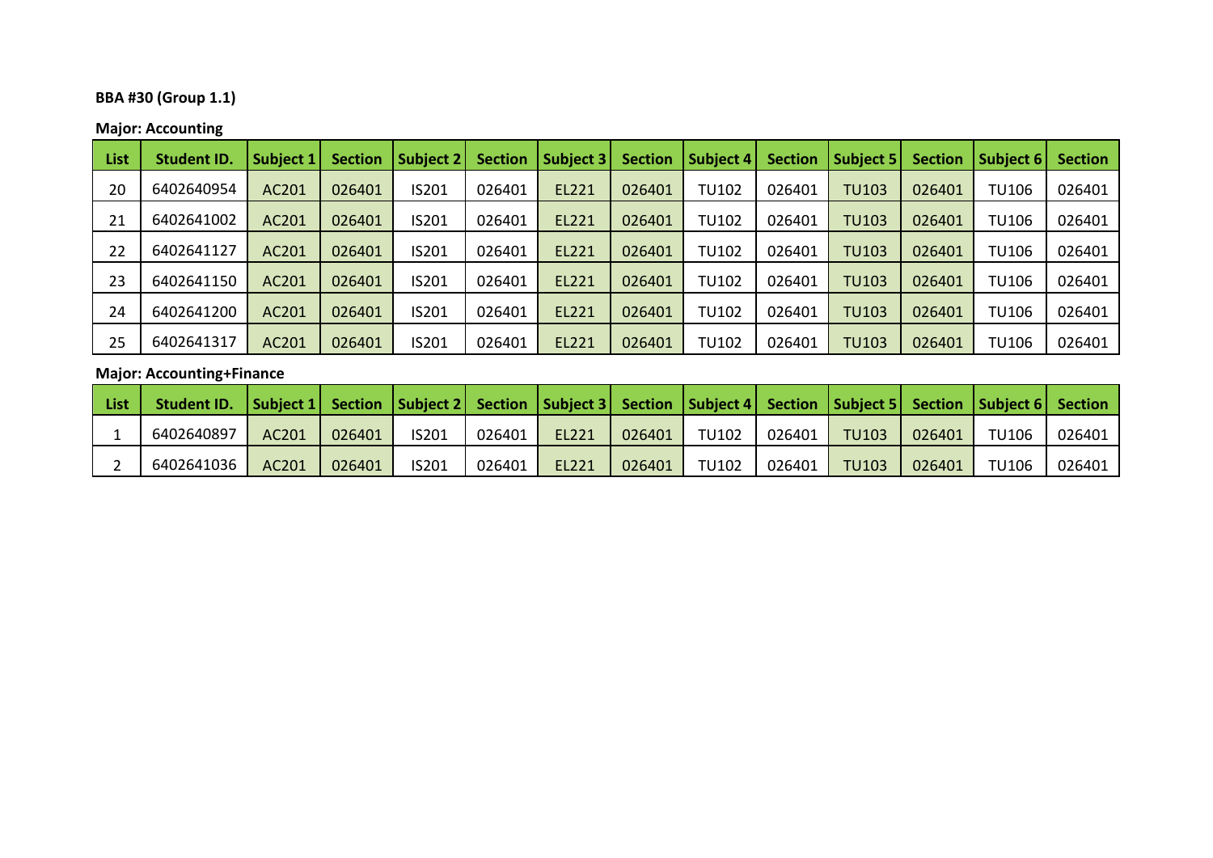**BBA #30 (Group 1.1)**

**Major: Accounting**

| List | Student ID. | Subject 1 | Section | Subject 2 | Section | Subject 3 | Section | Subject 4 | Section | Subject 5 | Section | Subject 6 | Section |
|---|---|---|---|---|---|---|---|---|---|---|---|---|---|
| 20 | 6402640954 | AC201 | 026401 | IS201 | 026401 | EL221 | 026401 | TU102 | 026401 | TU103 | 026401 | TU106 | 026401 |
| 21 | 6402641002 | AC201 | 026401 | IS201 | 026401 | EL221 | 026401 | TU102 | 026401 | TU103 | 026401 | TU106 | 026401 |
| 22 | 6402641127 | AC201 | 026401 | IS201 | 026401 | EL221 | 026401 | TU102 | 026401 | TU103 | 026401 | TU106 | 026401 |
| 23 | 6402641150 | AC201 | 026401 | IS201 | 026401 | EL221 | 026401 | TU102 | 026401 | TU103 | 026401 | TU106 | 026401 |
| 24 | 6402641200 | AC201 | 026401 | IS201 | 026401 | EL221 | 026401 | TU102 | 026401 | TU103 | 026401 | TU106 | 026401 |
| 25 | 6402641317 | AC201 | 026401 | IS201 | 026401 | EL221 | 026401 | TU102 | 026401 | TU103 | 026401 | TU106 | 026401 |

**Major: Accounting+Finance**

| List | Student ID. | Subject 1 | Section | Subject 2 | Section | Subject 3 | Section | Subject 4 | Section | Subject 5 | Section | Subject 6 | Section |
|---|---|---|---|---|---|---|---|---|---|---|---|---|---|
| 1 | 6402640897 | AC201 | 026401 | IS201 | 026401 | EL221 | 026401 | TU102 | 026401 | TU103 | 026401 | TU106 | 026401 |
| 2 | 6402641036 | AC201 | 026401 | IS201 | 026401 | EL221 | 026401 | TU102 | 026401 | TU103 | 026401 | TU106 | 026401 |